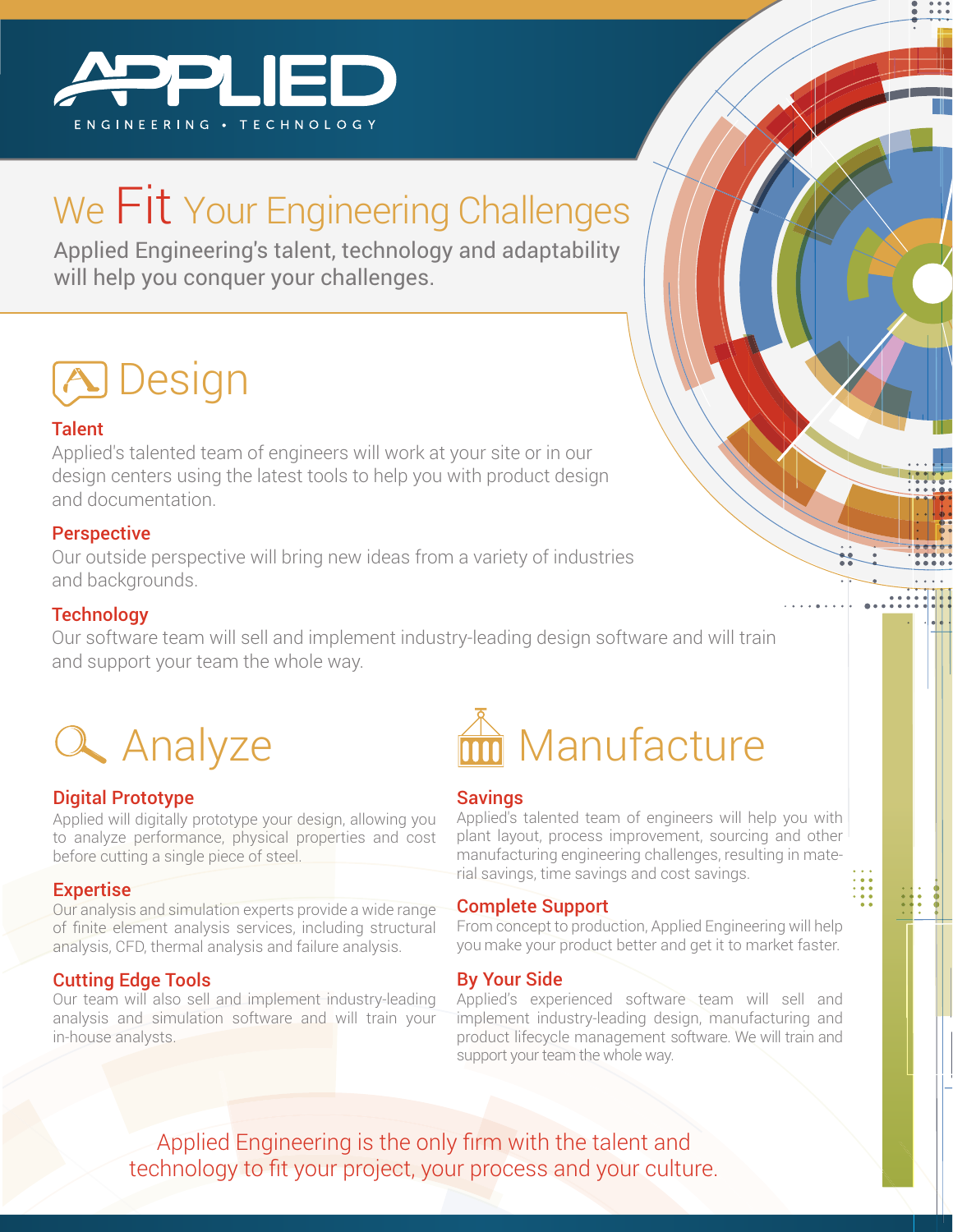# APPLIED

ENGINEERING • TECHNOLOGY

## We Fit Your Engineering Challenges

Applied Engineering's talent, technology and adaptability will help you conquer your challenges.

## Design

### Talent

Applied's talented team of engineers will work at your site or in our design centers using the latest tools to help you with product design and documentation.

### Perspective

Our outside perspective will bring new ideas from a variety of industries and backgrounds.

### Technology

Our software team will sell and implement industry-leading design software and will train and support your team the whole way.

## Analyze

### Digital Prototype

Applied will digitally prototype your design, allowing you to analyze performance, physical properties and cost before cutting a single piece of steel.

### Expertise

Our analysis and simulation experts provide a wide range of finite element analysis services, including structural analysis, CFD, thermal analysis and failure analysis.

### Cutting Edge Tools

Our team will also sell and implement industry-leading analysis and simulation software and will train your in-house analysts.

## Manufacture

### Savings

Applied's talented team of engineers will help you with plant layout, process improvement, sourcing and other manufacturing engineering challenges, resulting in material savings, time savings and cost savings.

### Complete Support

From concept to production, Applied Engineering will help you make your product better and get it to market faster.

### By Your Side

Applied's experienced software team will sell and implement industry-leading design, manufacturing and product lifecycle management software. We will train and support your team the whole way.

Applied Engineering is the only firm with the talent and technology to fit your project, your process and your culture.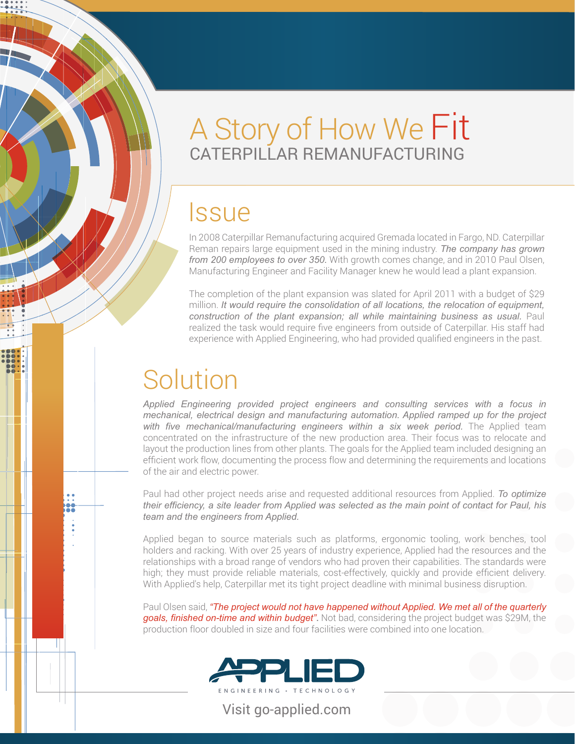# A Story of How We Fit

## CATERPILLAR REMANUFACTURING

## Issue

In 2008 Caterpillar Remanufacturing acquired Gremada located in Fargo, ND. Caterpillar Reman repairs large equipment used in the mining industry. *The company has grown from 200 employees to over 350.* With growth comes change, and in 2010 Paul Olsen, Manufacturing Engineer and Facility Manager knew he would lead a plant expansion.

The completion of the plant expansion was slated for April 2011 with a budget of $29 million. *It would require the consolidation of all locations, the relocation of equipment, construction of the plant expansion; all while maintaining business as usual.* Paul realized the task would require five engineers from outside of Caterpillar. His staff had experience with Applied Engineering, who had provided qualified engineers in the past.

## Solution

*Applied Engineering provided project engineers and consulting services with a focus in mechanical, electrical design and manufacturing automation. Applied ramped up for the project with five mechanical/manufacturing engineers within a six week period.* The Applied team concentrated on the infrastructure of the new production area. Their focus was to relocate and layout the production lines from other plants. The goals for the Applied team included designing an efficient work flow, documenting the process flow and determining the requirements and locations of the air and electric power.

Paul had other project needs arise and requested additional resources from Applied. *To optimize their efficiency, a site leader from Applied was selected as the main point of contact for Paul, his team and the engineers from Applied.*

Applied began to source materials such as platforms, ergonomic tooling, work benches, tool holders and racking. With over 25 years of industry experience, Applied had the resources and the relationships with a broad range of vendors who had proven their capabilities. The standards were high; they must provide reliable materials, cost-effectively, quickly and provide efficient delivery. With Applied's help, Caterpillar met its tight project deadline with minimal business disruption.

Paul Olsen said, *"The project would not have happened without Applied. We met all of the quarterly goals, finished on-time and within budget".* Not bad, considering the project budget was $29M, the production floor doubled in size and four facilities were combined into one location.

APPLIED

ENGINEERING • TECHNOLOGY

Visit go-applied.com